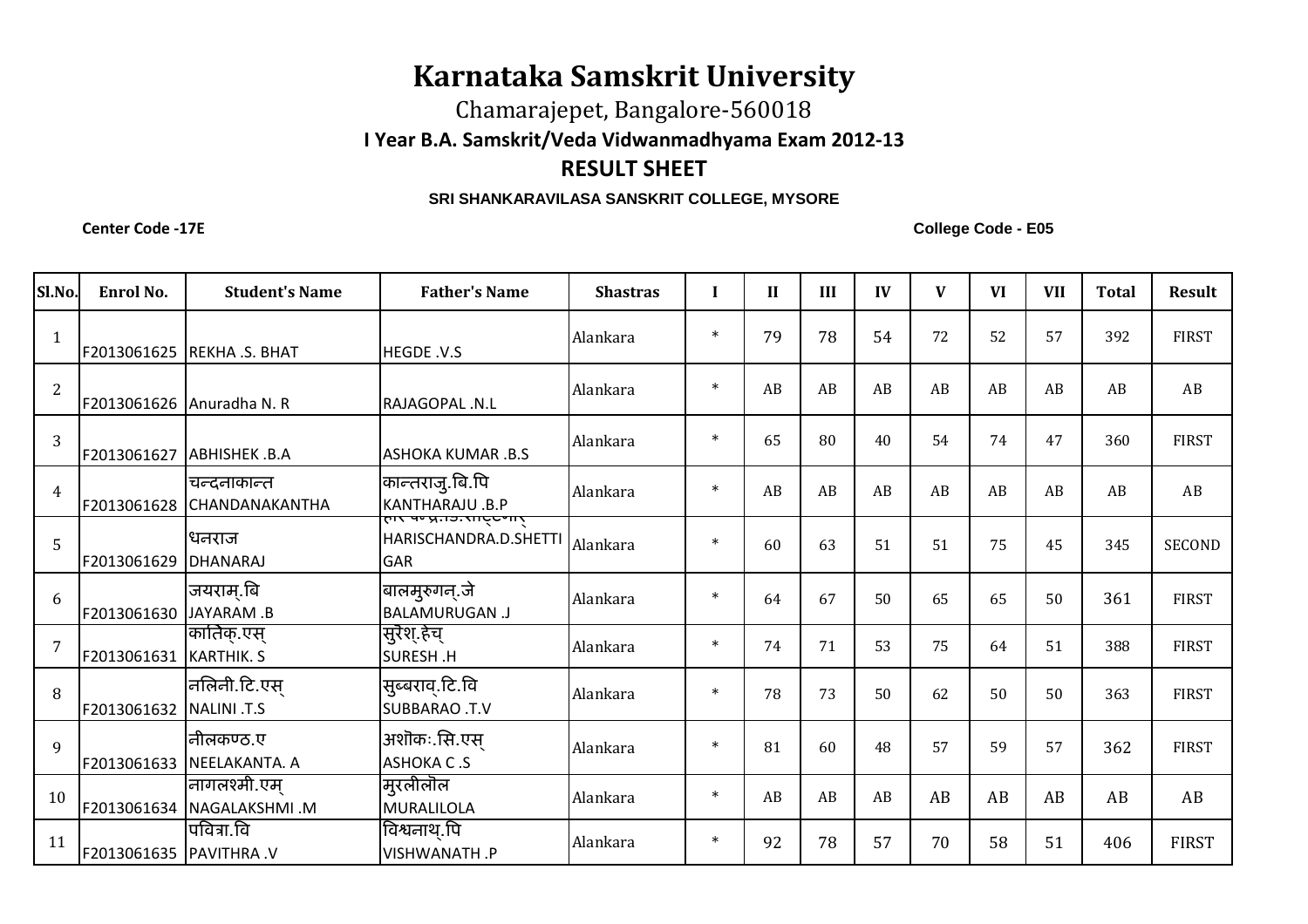# Karnataka Samskrit University

Chamarajepet, Bangalore-560018

**I Year B.A. Samskrit/Veda Vidwanmadhyama Exam 2012-13**

## RESULT SHEET

**SRI SHANKARAVILASA SANSKRIT COLLEGE, MYSORE**

**Center Code -17E** **College Code - E05**

| Sl.No. | Enrol No. | Student's Name | Father's Name | Shastras | I | II | III | IV | V | VI | VII | Total | Result |
|---|---|---|---|---|---|---|---|---|---|---|---|---|---|
| 1 | F2013061625 | REKHA .S. BHAT | HEGDE .V.S | Alankara | * | 79 | 78 | 54 | 72 | 52 | 57 | 392 | FIRST |
| 2 | F2013061626 | Anuradha N. R | RAJAGOPAL .N.L | Alankara | * | AB | AB | AB | AB | AB | AB | AB | AB |
| 3 | F2013061627 | ABHISHEK .B.A | ASHOKA KUMAR .B.S | Alankara | * | 65 | 80 | 40 | 54 | 74 | 47 | 360 | FIRST |
| 4 | F2013061628 | चन्दनाकान्त CHANDANAKANTHA | कान्तराजु.बि.पि KANTHARAJU .B.P | Alankara | * | AB | AB | AB | AB | AB | AB | AB | AB |
| 5 | F2013061629 | धनराज DHANARAJ | हरिश्चन्द्र.डि.शेट्टिगार् HARISCHANDRA.D.SHETTIGAR | Alankara | * | 60 | 63 | 51 | 51 | 75 | 45 | 345 | SECOND |
| 6 | F2013061630 | जयराम्.बि JAYARAM .B | बालमुरुगन्.जे BALAMURUGAN .J | Alankara | * | 64 | 67 | 50 | 65 | 65 | 50 | 361 | FIRST |
| 7 | F2013061631 | कार्तिक्.एस् KARTHIK. S | सुरेश्.हेच् SURESH .H | Alankara | * | 74 | 71 | 53 | 75 | 64 | 51 | 388 | FIRST |
| 8 | F2013061632 | नलिनी.टि.एस् NALINI .T.S | सुब्बराव्.टि.वि SUBBARAO .T.V | Alankara | * | 78 | 73 | 50 | 62 | 50 | 50 | 363 | FIRST |
| 9 | F2013061633 | नीलकण्ठ.ए NEELAKANTA. A | अशॊकः.सि.एस् ASHOKA C .S | Alankara | * | 81 | 60 | 48 | 57 | 59 | 57 | 362 | FIRST |
| 10 | F2013061634 | नागलश्मी.एम् NAGALAKSHMI .M | मुरलीलॊल MURALILOLA | Alankara | * | AB | AB | AB | AB | AB | AB | AB | AB |
| 11 | F2013061635 | पवित्रा.वि PAVITHRA .V | विश्वनाथ्.पि VISHWANATH .P | Alankara | * | 92 | 78 | 57 | 70 | 58 | 51 | 406 | FIRST |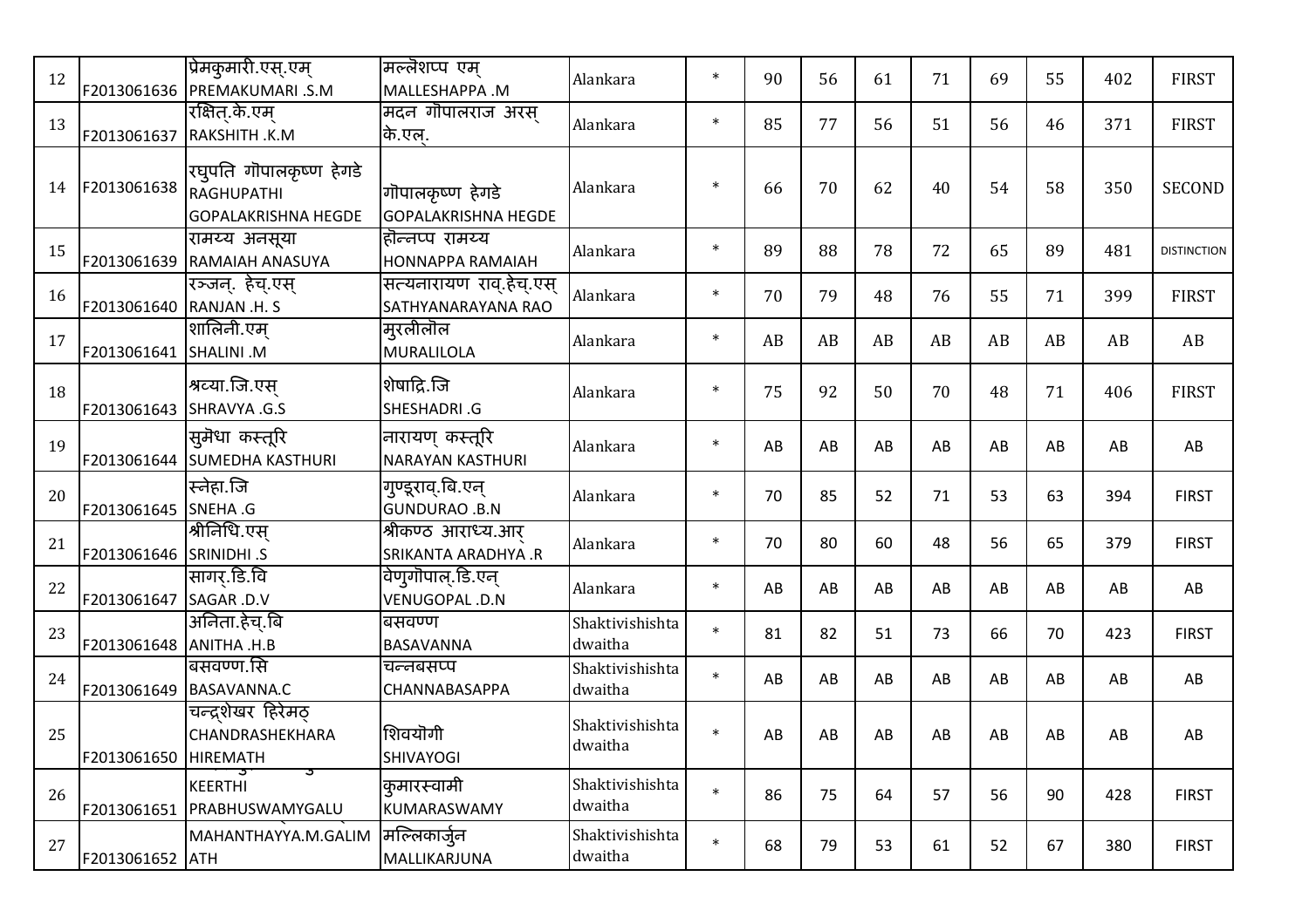| 12 | F2013061636 | प्रेमकुमारी.एस्.एम् PREMAKUMARI .S.M | मल्लेशप्प एम् MALLESHAPPA .M | Alankara | * | 90 | 56 | 61 | 71 | 69 | 55 | 402 | FIRST |
|---|---|---|---|---|---|---|---|---|---|---|---|---|---|
| 13 | F2013061637 | रक्षित्.के.एम् RAKSHITH .K.M | मदन गोपालराज अरस् के.एल्. | Alankara | * | 85 | 77 | 56 | 51 | 56 | 46 | 371 | FIRST |
| 14 | F2013061638 | रघुपति गोपालकृष्ण हेगडे RAGHUPATHI GOPALAKRISHNA HEGDE | गोपालकृष्ण हेगडे GOPALAKRISHNA HEGDE | Alankara | * | 66 | 70 | 62 | 40 | 54 | 58 | 350 | SECOND |
| 15 | F2013061639 | रामय्य अनसूया RAMAIAH ANASUYA | होन्नप्प रामय्य HONNAPPA RAMAIAH | Alankara | * | 89 | 88 | 78 | 72 | 65 | 89 | 481 | DISTINCTION |
| 16 | F2013061640 | रञ्जन्. हेच्.एस् RANJAN .H. S | सत्यनारायण राव्.हेच्.एस् SATHYANARAYANA RAO | Alankara | * | 70 | 79 | 48 | 76 | 55 | 71 | 399 | FIRST |
| 17 | F2013061641 | शालिनी.एम् SHALINI .M | मुरलीलोल MURALILOLA | Alankara | * | AB | AB | AB | AB | AB | AB | AB | AB |
| 18 | F2013061643 | श्रव्या.जि.एस् SHRAVYA .G.S | शेषाद्रि.जि SHESHADRI .G | Alankara | * | 75 | 92 | 50 | 70 | 48 | 71 | 406 | FIRST |
| 19 | F2013061644 | सुमेधा कस्तूरि SUMEDHA KASTHURI | नारायण् कस्तूरि NARAYAN KASTHURI | Alankara | * | AB | AB | AB | AB | AB | AB | AB | AB |
| 20 | F2013061645 | स्नेहा.जि SNEHA .G | गुण्डूराव्.बि.एन् GUNDURAO .B.N | Alankara | * | 70 | 85 | 52 | 71 | 53 | 63 | 394 | FIRST |
| 21 | F2013061646 | श्रीनिधि.एस् SRINIDHI .S | श्रीकण्ठ आराध्य.आर् SRIKANTA ARADHYA .R | Alankara | * | 70 | 80 | 60 | 48 | 56 | 65 | 379 | FIRST |
| 22 | F2013061647 | सागर्.डि.वि SAGAR .D.V | वेणुगोपाल्.डि.एन् VENUGOPAL .D.N | Alankara | * | AB | AB | AB | AB | AB | AB | AB | AB |
| 23 | F2013061648 | अनिता.हेच्.बि ANITHA .H.B | बसवण्ण BASAVANNA | Shaktivishishta dwaitha | * | 81 | 82 | 51 | 73 | 66 | 70 | 423 | FIRST |
| 24 | F2013061649 | बसवण्ण.सि BASAVANNA.C | चन्नबसप्प CHANNABASAPPA | Shaktivishishta dwaitha | * | AB | AB | AB | AB | AB | AB | AB | AB |
| 25 | F2013061650 | चन्द्रशेखर हिरेमठ CHANDRASHEKHARA HIREMATH | शिवयोगी SHIVAYOGI | Shaktivishishta dwaitha | * | AB | AB | AB | AB | AB | AB | AB | AB |
| 26 | F2013061651 | KEERTHI PRABHUSWAMYGALU | कुमारस्वामी KUMARASWAMY | Shaktivishishta dwaitha | * | 86 | 75 | 64 | 57 | 56 | 90 | 428 | FIRST |
| 27 | F2013061652 | MAHANTHAYYA.M.GALIMATH | मल्लिकार्जुन MALLIKARJUNA | Shaktivishishta dwaitha | * | 68 | 79 | 53 | 61 | 52 | 67 | 380 | FIRST |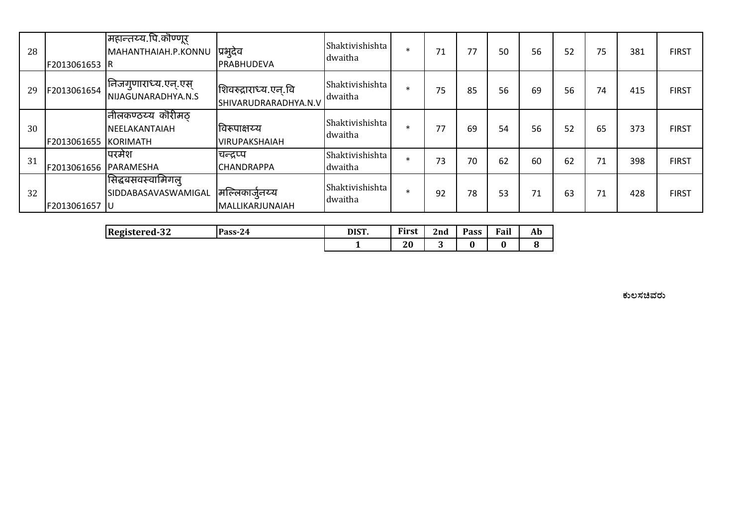| | | | | | | | | | | | | | | |
|---|---|---|---|---|---|---|---|---|---|---|---|---|---|---|
| 28 | F2013061653 | महान्तय्य.पि.कॊण्णूर् MAHANTHAIAH.P.KONNUR | प्रभुदेव PRABHUDEVA | Shaktivishishta dwaitha | * | 71 | 77 | 50 | 56 | 52 | 75 | 381 | FIRST |
| 29 | F2013061654 | निजगुणाराध्य.एन्.एस् NIJAGUNARADHYA.N.S | शिवरुद्राराध्य.एन्.वि SHIVARUDRARADHYA.N.V | Shaktivishishta dwaitha | * | 75 | 85 | 56 | 69 | 56 | 74 | 415 | FIRST |
| 30 | F2013061655 | नीलकण्ठय्य कॊरीमठ् NEELAKANTAIAH KORIMATH | विरूपाक्षय्य VIRUPAKSHAIAH | Shaktivishishta dwaitha | * | 77 | 69 | 54 | 56 | 52 | 65 | 373 | FIRST |
| 31 | F2013061656 | परमेश PARAMESHA | चन्द्रप्प CHANDRAPPA | Shaktivishishta dwaitha | * | 73 | 70 | 62 | 60 | 62 | 71 | 398 | FIRST |
| 32 | F2013061657 | सिद्धबसवस्वामिगलु SIDDABASAVASWAMIGALU | मल्लिकार्जुनय्य MALLIKARJUNAIAH | Shaktivishishta dwaitha | * | 92 | 78 | 53 | 71 | 63 | 71 | 428 | FIRST |

| Registered-32 | Pass-24 | DIST. | First | 2nd | Pass | Fail | Ab |
|---|---|---|---|---|---|---|---|
| | | 1 | 20 | 3 | 0 | 0 | 8 |

ಕುಲಸಚಿವರು